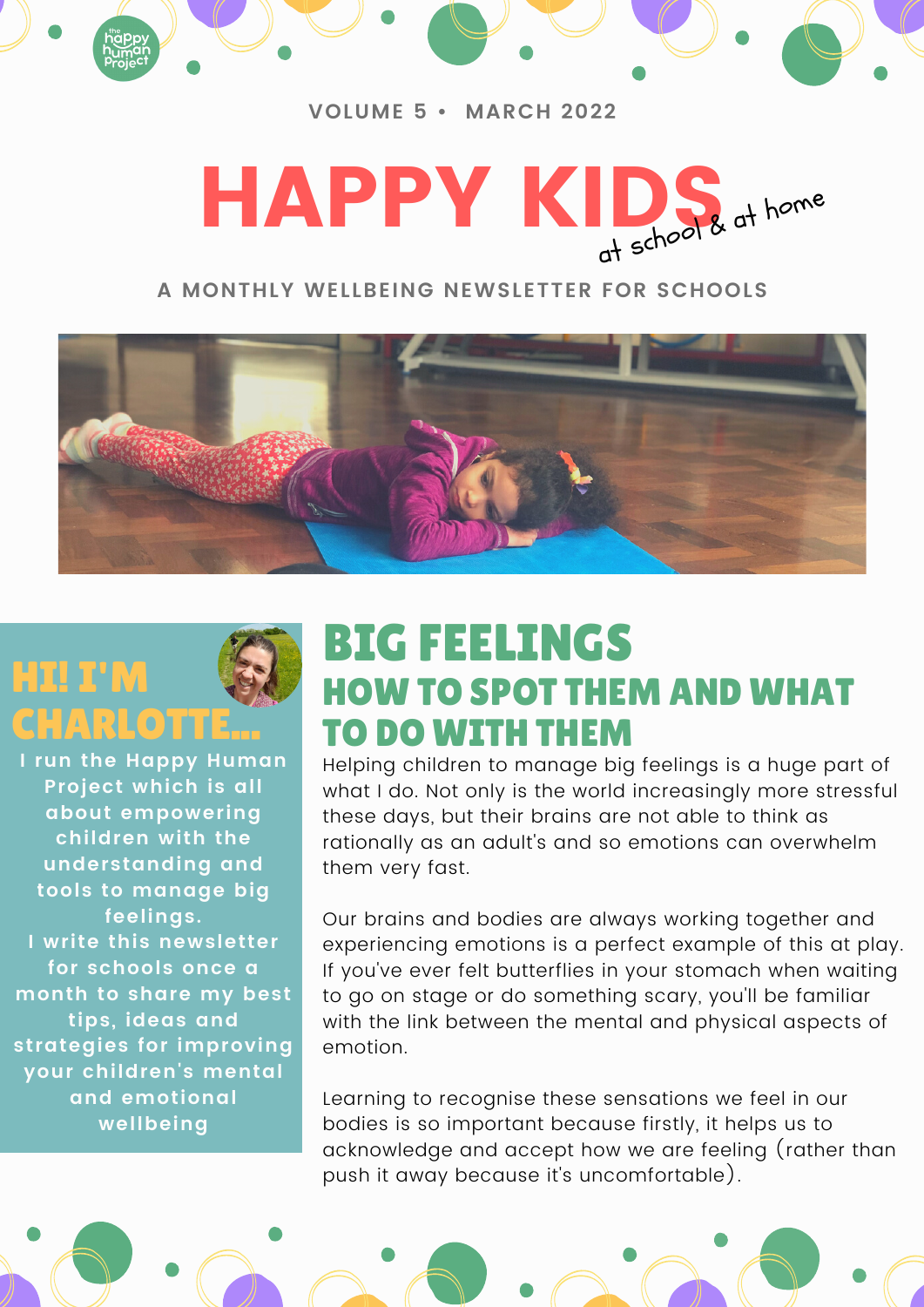VOLUME 5 • MARCH 2022

# HAPPY KIDS *at school & at home*

A MONTHLY WELLBEING NEWSLETTER FOR SCHOOLS

## HI! I'M CHARLOTTE...

I run the Happy Human Project which is all about empowering children with the understanding and tools to manage big feelings.
I write this newsletter for schools once a month to share my best tips, ideas and strategies for improving your children's mental and emotional wellbeing

## BIG FEELINGS

### HOW TO SPOT THEM AND WHAT TO DO WITH THEM

Helping children to manage big feelings is a huge part of what I do. Not only is the world increasingly more stressful these days, but their brains are not able to think as rationally as an adult's and so emotions can overwhelm them very fast.

Our brains and bodies are always working together and experiencing emotions is a perfect example of this at play. If you've ever felt butterflies in your stomach when waiting to go on stage or do something scary, you'll be familiar with the link between the mental and physical aspects of emotion.

Learning to recognise these sensations we feel in our bodies is so important because firstly, it helps us to acknowledge and accept how we are feeling (rather than push it away because it's uncomfortable).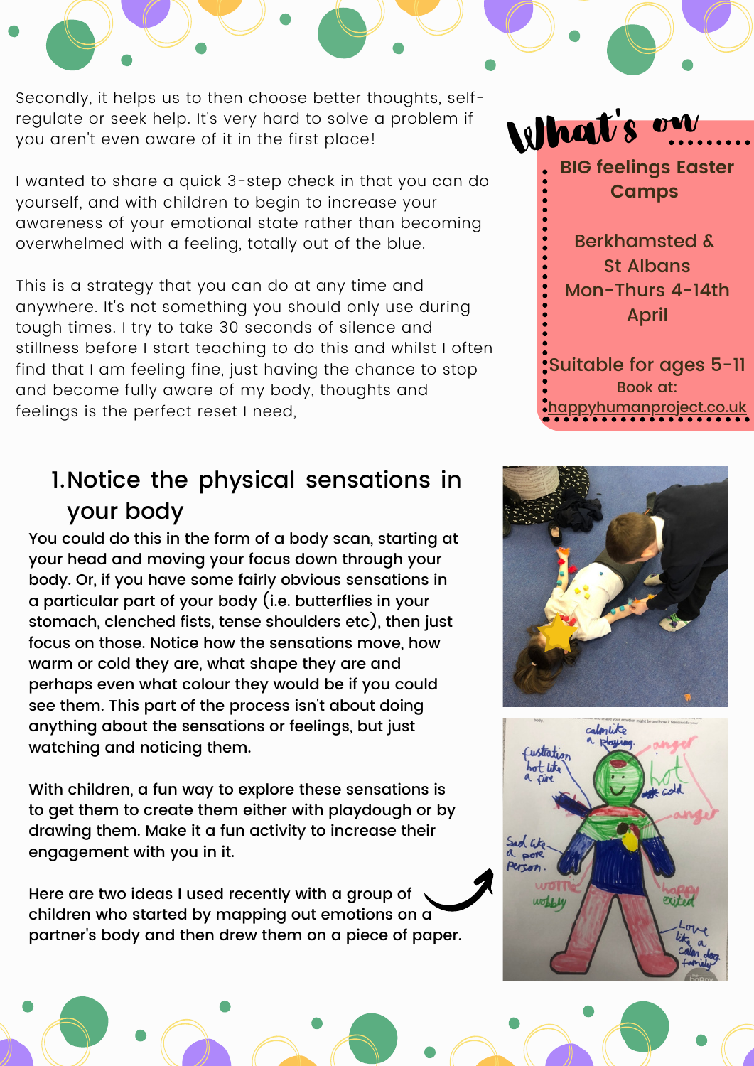Secondly, it helps us to then choose better thoughts, self-regulate or seek help. It's very hard to solve a problem if you aren't even aware of it in the first place!

I wanted to share a quick 3-step check in that you can do yourself, and with children to begin to increase your awareness of your emotional state rather than becoming overwhelmed with a feeling, totally out of the blue.

This is a strategy that you can do at any time and anywhere. It's not something you should only use during tough times. I try to take 30 seconds of silence and stillness before I start teaching to do this and whilst I often find that I am feeling fine, just having the chance to stop and become fully aware of my body, thoughts and feelings is the perfect reset I need,

## What's on.......

**BIG feelings Easter Camps**

**Berkhamsted & St Albans**
**Mon-Thurs 4-14th April**

**Suitable for ages 5-11**
Book at:
happyhumanproject.co.uk

## 1. Notice the physical sensations in your body

**You could do this in the form of a body scan, starting at your head and moving your focus down through your body. Or, if you have some fairly obvious sensations in a particular part of your body (i.e. butterflies in your stomach, clenched fists, tense shoulders etc), then just focus on those. Notice how the sensations move, how warm or cold they are, what shape they are and perhaps even what colour they would be if you could see them. This part of the process isn't about doing anything about the sensations or feelings, but just watching and noticing them.**

**With children, a fun way to explore these sensations is to get them to create them either with playdough or by drawing them. Make it a fun activity to increase their engagement with you in it.**

**Here are two ideas I used recently with a group of children who started by mapping out emotions on a partner's body and then drew them on a piece of paper.**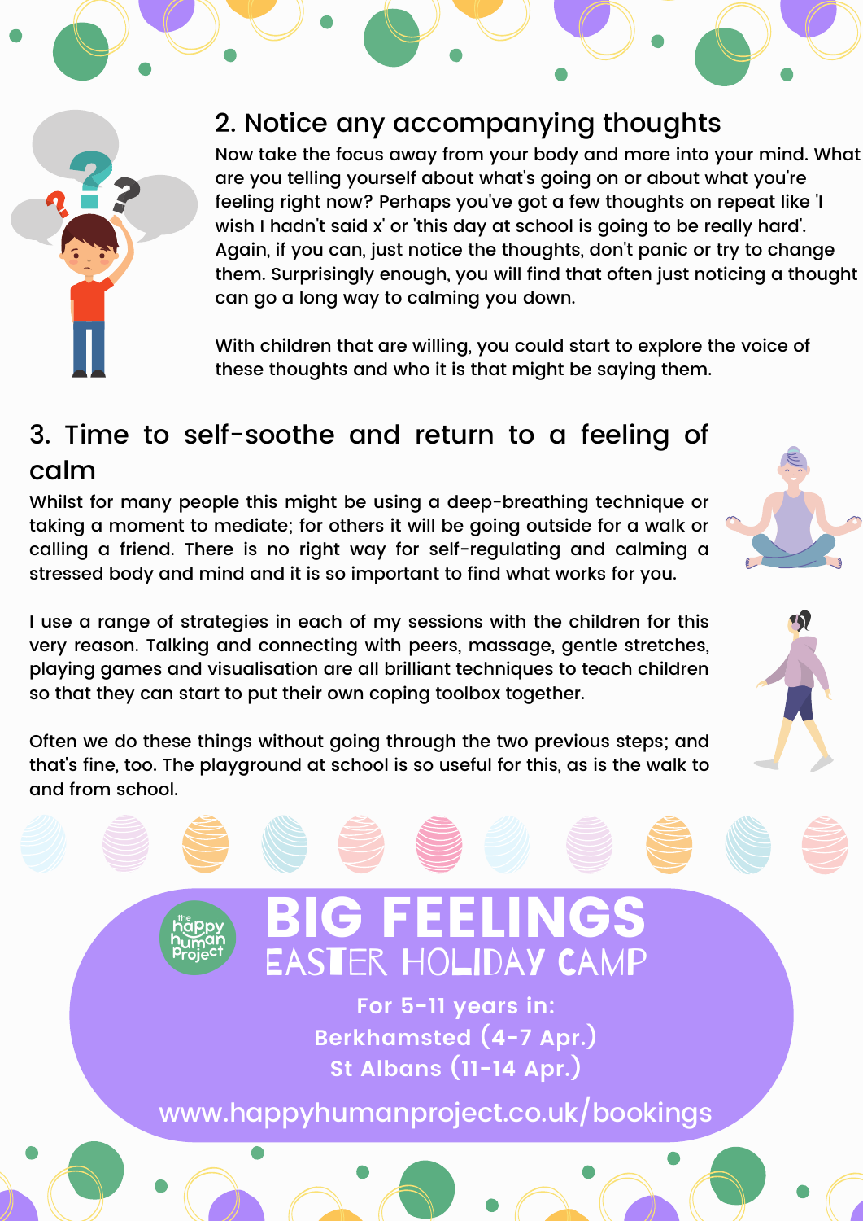## 2. Notice any accompanying thoughts

Now take the focus away from your body and more into your mind. What are you telling yourself about what's going on or about what you're feeling right now? Perhaps you've got a few thoughts on repeat like 'I wish I hadn't said x' or 'this day at school is going to be really hard'. Again, if you can, just notice the thoughts, don't panic or try to change them. Surprisingly enough, you will find that often just noticing a thought can go a long way to calming you down.

With children that are willing, you could start to explore the voice of these thoughts and who it is that might be saying them.

## 3. Time to self-soothe and return to a feeling of calm

Whilst for many people this might be using a deep-breathing technique or taking a moment to mediate; for others it will be going outside for a walk or calling a friend. There is no right way for self-regulating and calming a stressed body and mind and it is so important to find what works for you.

I use a range of strategies in each of my sessions with the children for this very reason. Talking and connecting with peers, massage, gentle stretches, playing games and visualisation are all brilliant techniques to teach children so that they can start to put their own coping toolbox together.

Often we do these things without going through the two previous steps; and that's fine, too. The playground at school is so useful for this, as is the walk to and from school.

the happy human Project

# BIG FEELINGS
## EASTER HOLIDAY CAMP

**For 5-11 years in:**
**Berkhamsted (4-7 Apr.)**
**St Albans (11-14 Apr.)**

www.happyhumanproject.co.uk/bookings